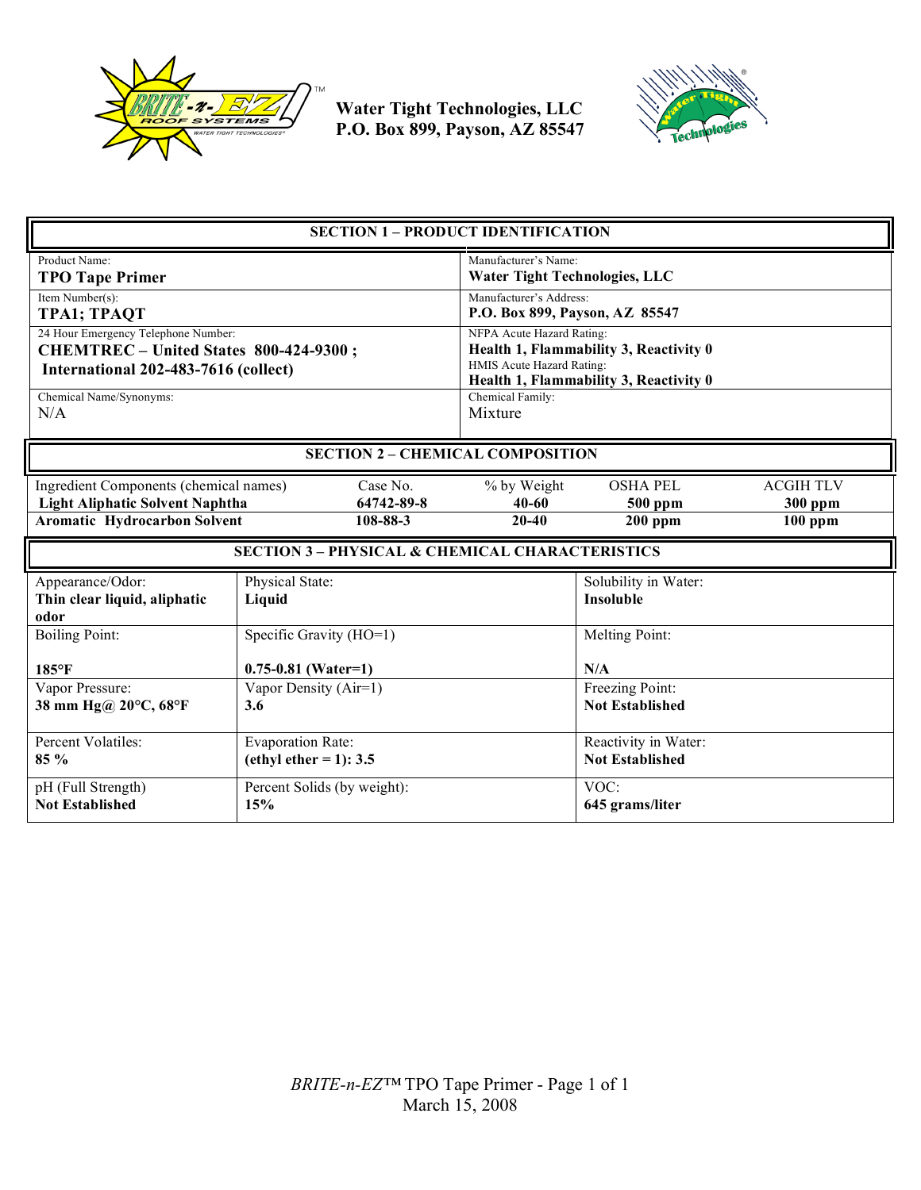**Water Tight Technologies, LLC**
**P.O. Box 899, Payson, AZ 85547**

## SECTION 1 – PRODUCT IDENTIFICATION

| | |
|---|---|
| Product Name:<br>**TPO Tape Primer** | Manufacturer's Name:<br>**Water Tight Technologies, LLC** |
| Item Number(s):<br>**TPA1; TPAQT** | Manufacturer's Address:<br>**P.O. Box 899, Payson, AZ 85547** |
| 24 Hour Emergency Telephone Number:<br>**CHEMTREC – United States 800-424-9300 ;**<br>**International 202-483-7616 (collect)** | NFPA Acute Hazard Rating:<br>**Health 1, Flammability 3, Reactivity 0**<br>HMIS Acute Hazard Rating:<br>**Health 1, Flammability 3, Reactivity 0** |
| Chemical Name/Synonyms:<br>N/A | Chemical Family:<br>Mixture |

## SECTION 2 – CHEMICAL COMPOSITION

| Ingredient Components (chemical names) | Case No. | % by Weight | OSHA PEL | ACGIH TLV |
|---|---|---|---|---|
| **Light Aliphatic Solvent Naphtha** | **64742-89-8** | **40-60** | **500 ppm** | **300 ppm** |
| **Aromatic Hydrocarbon Solvent** | **108-88-3** | **20-40** | **200 ppm** | **100 ppm** |

## SECTION 3 – PHYSICAL & CHEMICAL CHARACTERISTICS

| | | |
|---|---|---|
| Appearance/Odor:<br>**Thin clear liquid, aliphatic odor** | Physical State:<br>**Liquid** | Solubility in Water:<br>**Insoluble** |
| Boiling Point:<br>**185°F** | Specific Gravity (HO=1)<br>**0.75-0.81 (Water=1)** | Melting Point:<br>**N/A** |
| Vapor Pressure:<br>**38 mm Hg@ 20°C, 68°F** | Vapor Density (Air=1)<br>**3.6** | Freezing Point:<br>**Not Established** |
| Percent Volatiles:<br>**85 %** | Evaporation Rate:<br>**(ethyl ether = 1): 3.5** | Reactivity in Water:<br>**Not Established** |
| pH (Full Strength)<br>**Not Established** | Percent Solids (by weight):<br>**15%** | VOC:<br>**645 grams/liter** |

*BRITE-n-EZ*™ TPO Tape Primer

March 15, 2008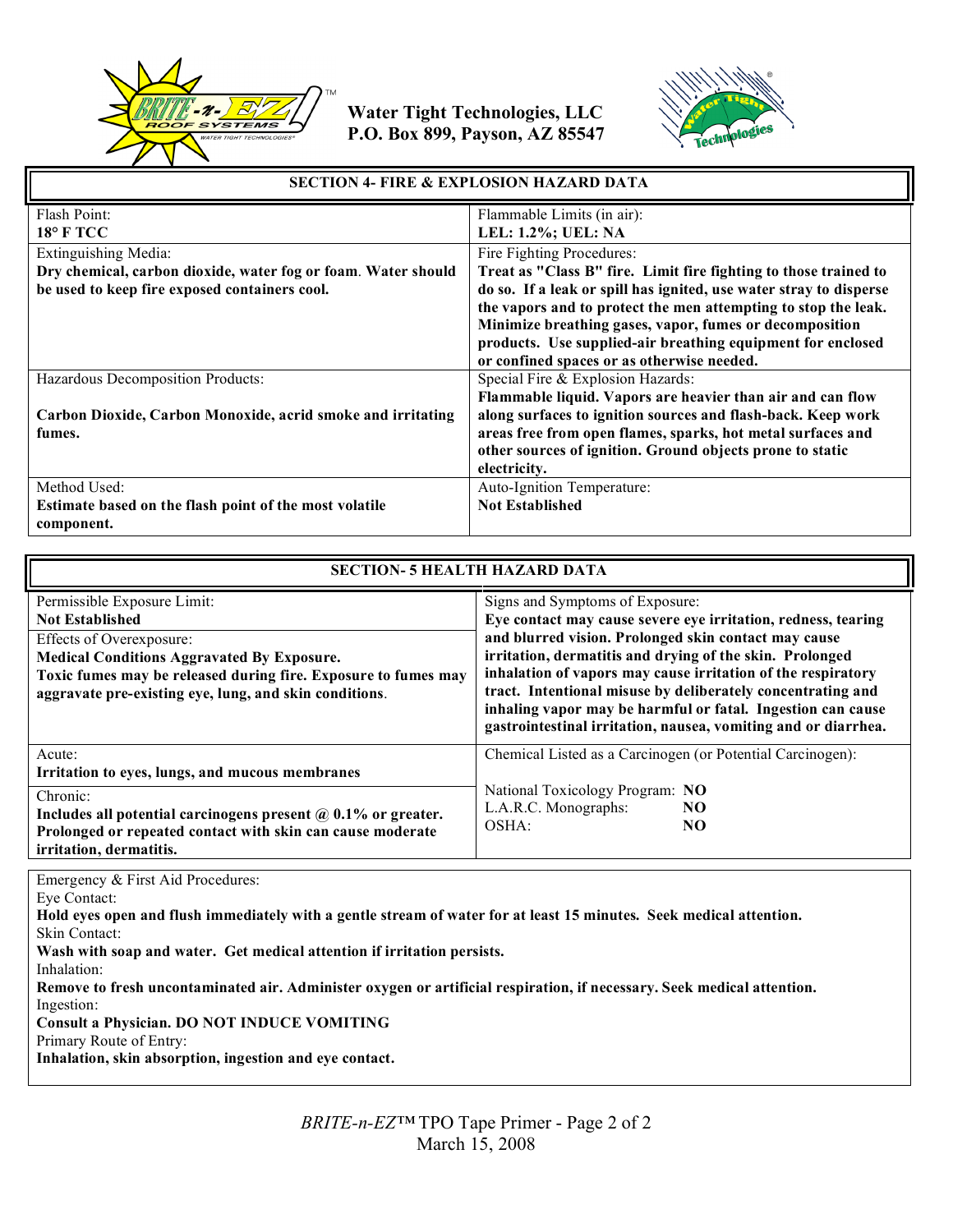Water Tight Technologies, LLC
P.O. Box 899, Payson, AZ 85547

## SECTION 4- FIRE & EXPLOSION HAZARD DATA

| | |
|---|---|
| Flash Point:<br>**18° F TCC** | Flammable Limits (in air):<br>**LEL: 1.2%; UEL: NA** |
| Extinguishing Media:<br>**Dry chemical, carbon dioxide, water fog or foam. Water should be used to keep fire exposed containers cool.** | Fire Fighting Procedures:<br>**Treat as "Class B" fire. Limit fire fighting to those trained to do so. If a leak or spill has ignited, use water stray to disperse the vapors and to protect the men attempting to stop the leak. Minimize breathing gases, vapor, fumes or decomposition products. Use supplied-air breathing equipment for enclosed or confined spaces or as otherwise needed.** |
| Hazardous Decomposition Products:<br>**Carbon Dioxide, Carbon Monoxide, acrid smoke and irritating fumes.** | Special Fire & Explosion Hazards:<br>**Flammable liquid. Vapors are heavier than air and can flow along surfaces to ignition sources and flash-back. Keep work areas free from open flames, sparks, hot metal surfaces and other sources of ignition. Ground objects prone to static electricity.** |
| Method Used:<br>**Estimate based on the flash point of the most volatile component.** | Auto-Ignition Temperature:<br>**Not Established** |

## SECTION- 5 HEALTH HAZARD DATA

| | |
|---|---|
| Permissible Exposure Limit:<br>**Not Established**<br>Effects of Overexposure:<br>**Medical Conditions Aggravated By Exposure.**<br>**Toxic fumes may be released during fire. Exposure to fumes may aggravate pre-existing eye, lung, and skin conditions.** | Signs and Symptoms of Exposure:<br>**Eye contact may cause severe eye irritation, redness, tearing and blurred vision. Prolonged skin contact may cause irritation, dermatitis and drying of the skin. Prolonged inhalation of vapors may cause irritation of the respiratory tract. Intentional misuse by deliberately concentrating and inhaling vapor may be harmful or fatal. Ingestion can cause gastrointestinal irritation, nausea, vomiting and or diarrhea.** |
| Acute:<br>**Irritation to eyes, lungs, and mucous membranes**<br>Chronic:<br>**Includes all potential carcinogens present @ 0.1% or greater. Prolonged or repeated contact with skin can cause moderate irritation, dermatitis.** | Chemical Listed as a Carcinogen (or Potential Carcinogen):<br>National Toxicology Program: **NO**<br>I.A.R.C. Monographs: **NO**<br>OSHA: **NO** |

Emergency & First Aid Procedures:

Eye Contact:
**Hold eyes open and flush immediately with a gentle stream of water for at least 15 minutes. Seek medical attention.**

Skin Contact:
**Wash with soap and water. Get medical attention if irritation persists.**

Inhalation:
**Remove to fresh uncontaminated air. Administer oxygen or artificial respiration, if necessary. Seek medical attention.**

Ingestion:
**Consult a Physician. DO NOT INDUCE VOMITING**

Primary Route of Entry:
**Inhalation, skin absorption, ingestion and eye contact.**

*BRITE-n-EZ*™ TPO Tape Primer
March 15, 2008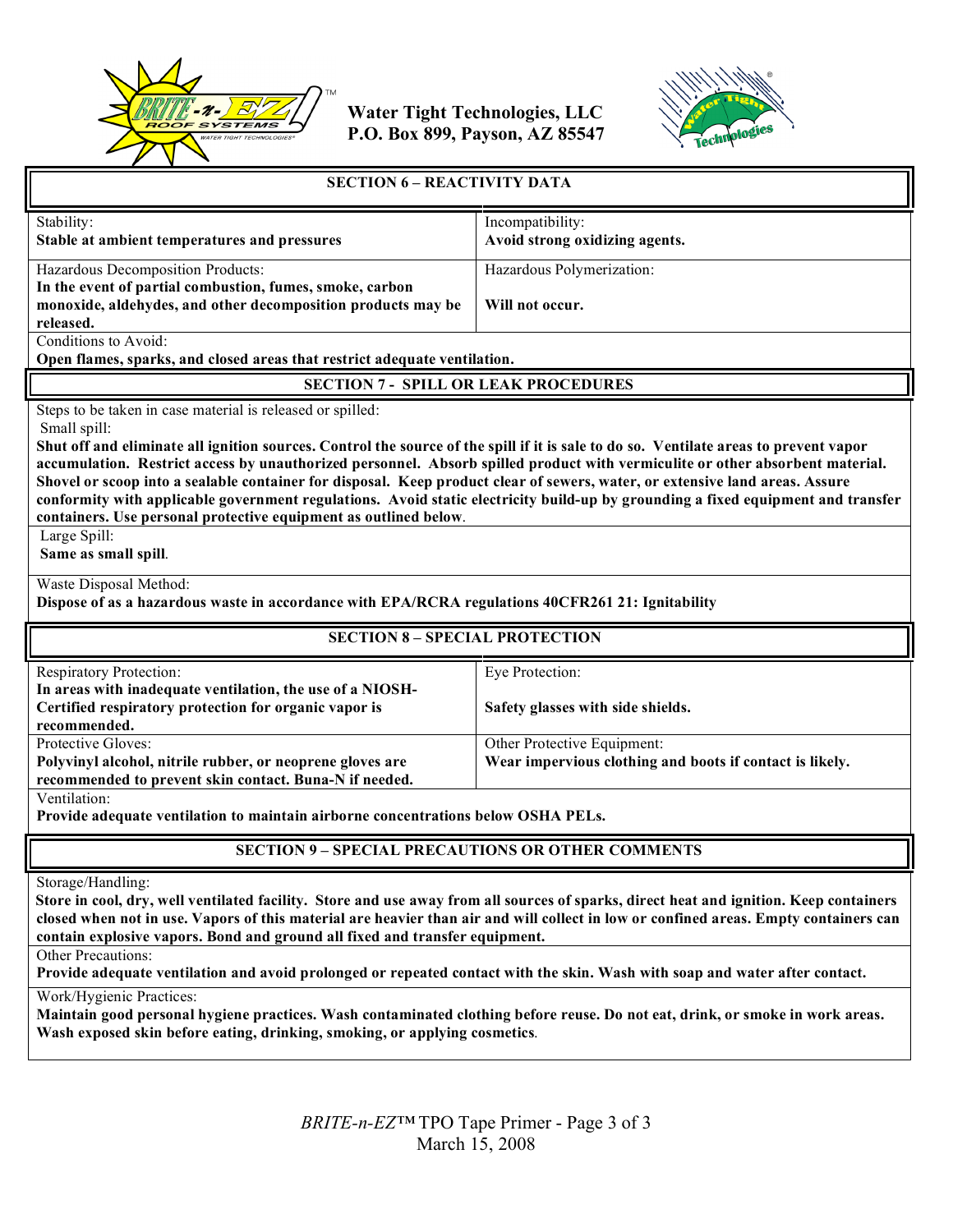## SECTION 6 – REACTIVITY DATA

| Stability: | Incompatibility: |
|---|---|
| **Stable at ambient temperatures and pressures** | **Avoid strong oxidizing agents.** |
| Hazardous Decomposition Products: **In the event of partial combustion, fumes, smoke, carbon monoxide, aldehydes, and other decomposition products may be released.** | Hazardous Polymerization: **Will not occur.** |

Conditions to Avoid:
**Open flames, sparks, and closed areas that restrict adequate ventilation.**

## SECTION 7 - SPILL OR LEAK PROCEDURES

Steps to be taken in case material is released or spilled:

Small spill:
**Shut off and eliminate all ignition sources. Control the source of the spill if it is sale to do so. Ventilate areas to prevent vapor accumulation. Restrict access by unauthorized personnel. Absorb spilled product with vermiculite or other absorbent material. Shovel or scoop into a sealable container for disposal. Keep product clear of sewers, water, or extensive land areas. Assure conformity with applicable government regulations. Avoid static electricity build-up by grounding a fixed equipment and transfer containers. Use personal protective equipment as outlined below**.

Large Spill:
**Same as small spill**.

Waste Disposal Method:
**Dispose of as a hazardous waste in accordance with EPA/RCRA regulations 40CFR261 21: Ignitability**

## SECTION 8 – SPECIAL PROTECTION

| Respiratory Protection: | Eye Protection: |
|---|---|
| **In areas with inadequate ventilation, the use of a NIOSH-Certified respiratory protection for organic vapor is recommended.** | **Safety glasses with side shields.** |
| Protective Gloves: **Polyvinyl alcohol, nitrile rubber, or neoprene gloves are recommended to prevent skin contact. Buna-N if needed.** | Other Protective Equipment: **Wear impervious clothing and boots if contact is likely.** |

Ventilation:
**Provide adequate ventilation to maintain airborne concentrations below OSHA PELs.**

## SECTION 9 – SPECIAL PRECAUTIONS OR OTHER COMMENTS

Storage/Handling:
**Store in cool, dry, well ventilated facility. Store and use away from all sources of sparks, direct heat and ignition. Keep containers closed when not in use. Vapors of this material are heavier than air and will collect in low or confined areas. Empty containers can contain explosive vapors. Bond and ground all fixed and transfer equipment.**

Other Precautions:
**Provide adequate ventilation and avoid prolonged or repeated contact with the skin. Wash with soap and water after contact.**

Work/Hygienic Practices:
**Maintain good personal hygiene practices. Wash contaminated clothing before reuse. Do not eat, drink, or smoke in work areas. Wash exposed skin before eating, drinking, smoking, or applying cosmetics**.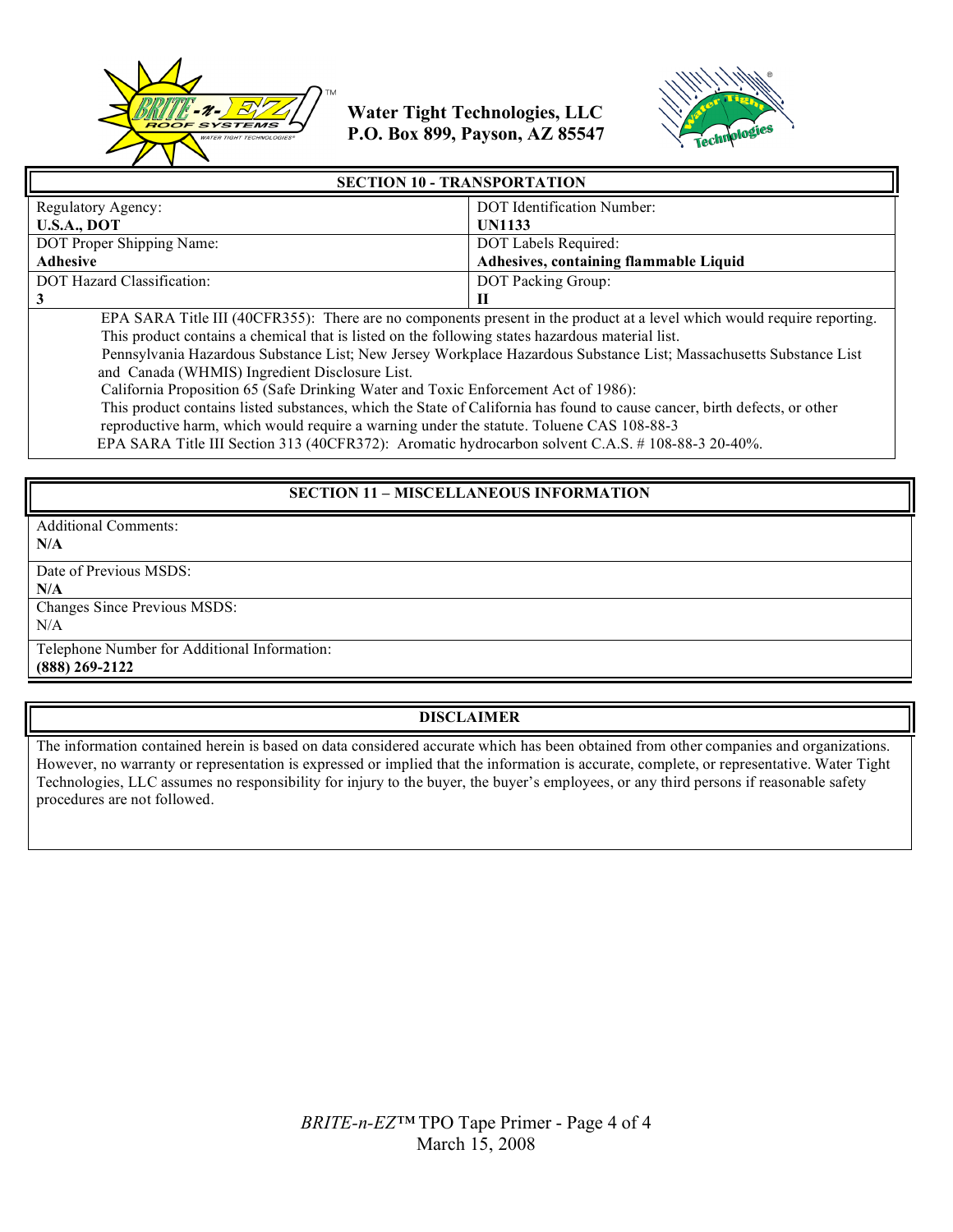**Water Tight Technologies, LLC**
**P.O. Box 899, Payson, AZ 85547**

## SECTION 10 - TRANSPORTATION

| | |
|---|---|
| Regulatory Agency:<br>**U.S.A., DOT** | DOT Identification Number:<br>**UN1133** |
| DOT Proper Shipping Name:<br>**Adhesive** | DOT Labels Required:<br>**Adhesives, containing flammable Liquid** |
| DOT Hazard Classification:<br>**3** | DOT Packing Group:<br>**II** |

EPA SARA Title III (40CFR355): There are no components present in the product at a level which would require reporting. This product contains a chemical that is listed on the following states hazardous material list.

Pennsylvania Hazardous Substance List; New Jersey Workplace Hazardous Substance List; Massachusetts Substance List and Canada (WHMIS) Ingredient Disclosure List.

California Proposition 65 (Safe Drinking Water and Toxic Enforcement Act of 1986):

This product contains listed substances, which the State of California has found to cause cancer, birth defects, or other reproductive harm, which would require a warning under the statute. Toluene CAS 108-88-3

EPA SARA Title III Section 313 (40CFR372): Aromatic hydrocarbon solvent C.A.S. # 108-88-3 20-40%.

## SECTION 11 – MISCELLANEOUS INFORMATION

Additional Comments:
**N/A**

Date of Previous MSDS:
**N/A**

Changes Since Previous MSDS:
N/A

Telephone Number for Additional Information:
**(888) 269-2122**

## DISCLAIMER

The information contained herein is based on data considered accurate which has been obtained from other companies and organizations. However, no warranty or representation is expressed or implied that the information is accurate, complete, or representative. Water Tight Technologies, LLC assumes no responsibility for injury to the buyer, the buyer's employees, or any third persons if reasonable safety procedures are not followed.